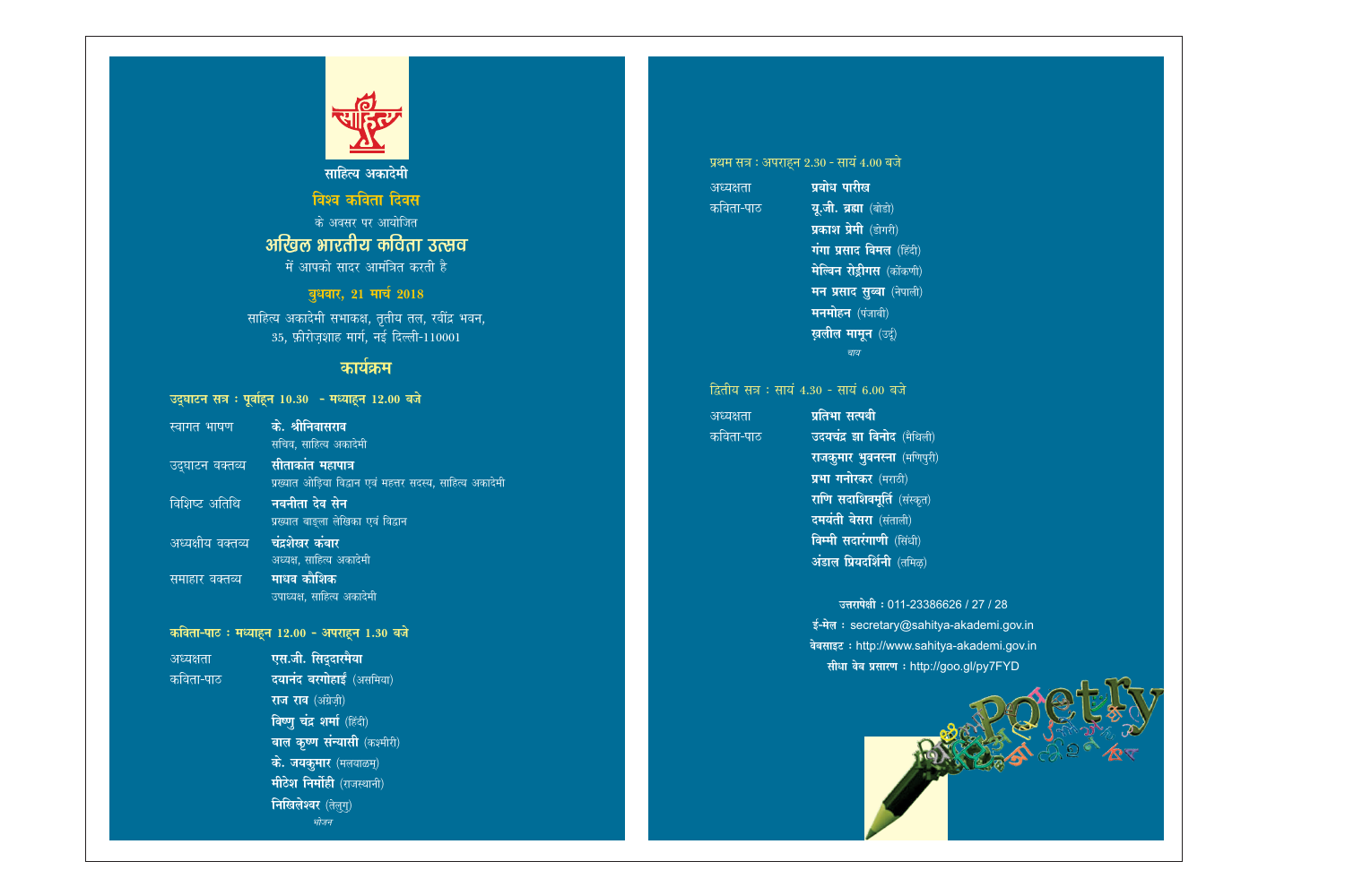साहित्य अकादेमी

## विश्व कविता दिवस

के अवसर पर आयोजित

# अखिल भारतीय कविता उत्सव

में आपको सादर आमंत्रित करती है

**बुधवार, 21 मार्च 2018**

साहित्य अकादेमी सभाकक्ष, तृतीय तल, रवींद्र भवन,
35, फ़ीरोज़शाह मार्ग, नई दिल्ली-110001

## कार्यक्रम

### उद्घाटन सत्र : पूर्वाह्न 10.30 - मध्याह्न 12.00 बजे

| | |
|---|---|
| स्वागत भाषण | **के. श्रीनिवासराव**<br>सचिव, साहित्य अकादेमी |
| उद्घाटन वक्तव्य | **सीताकांत महापात्र**<br>प्रख्यात ओड़िया विद्वान एवं महत्तर सदस्य, साहित्य अकादेमी |
| विशिष्ट अतिथि | **नवनीता देव सेन**<br>प्रख्यात बाङ्ला लेखिका एवं विद्वान |
| अध्यक्षीय वक्तव्य | **चंद्रशेखर कंबार**<br>अध्यक्ष, साहित्य अकादेमी |
| समाहार वक्तव्य | **माधव कौशिक**<br>उपाध्यक्ष, साहित्य अकादेमी |

### कविता-पाठ : मध्याह्न 12.00 - अपराह्न 1.30 बजे

| | |
|---|---|
| अध्यक्षता | **एस.जी. सिद्दारमैया** |
| कविता-पाठ | **दयानंद बरगोहाई** (असमिया) |
| | **राज राव** (अंग्रेज़ी) |
| | **विष्णु चंद्र शर्मा** (हिंदी) |
| | **बाल कृष्ण संन्यासी** (कश्मीरी) |
| | **के. जयकुमार** (मलयाळम्) |
| | **मीठेश निर्मोही** (राजस्थानी) |
| | **निखिलेश्वर** (तेलुगु) |

*भोजन*

### प्रथम सत्र : अपराह्न 2.30 - सायं 4.00 बजे

| | |
|---|---|
| अध्यक्षता | **प्रबोध पारीख** |
| कविता-पाठ | **यू.जी. ब्रह्म** (बोडो) |
| | **प्रकाश प्रेमी** (डोगरी) |
| | **गंगा प्रसाद विमल** (हिंदी) |
| | **मेल्विन रोड्रीगस** (कोंकणी) |
| | **मन प्रसाद सुब्बा** (नेपाली) |
| | **मनमोहन** (पंजाबी) |
| | **ख़लील मामून** (उर्दू) |

*चाय*

### द्वितीय सत्र : सायं 4.30 - सायं 6.00 बजे

| | |
|---|---|
| अध्यक्षता | **प्रतिभा सत्पथी** |
| कविता-पाठ | **उदयचंद्र झा विनोद** (मैथिली) |
| | **राजकुमार भुवनस्ना** (मणिपुरी) |
| | **प्रभा गनोरकर** (मराठी) |
| | **राणि सदाशिवमूर्ति** (संस्कृत) |
| | **दमयंती बेसरा** (संताली) |
| | **विम्मी सदारंगाणी** (सिंधी) |
| | **अंडाल प्रियदर्शिनी** (तमिऴ) |

**उत्तरापेक्षी :** 011-23386626 / 27 / 28
**ई-मेल :** secretary@sahitya-akademi.gov.in
**वेबसाइट :** http://www.sahitya-akademi.gov.in
**सीधा वेब प्रसारण :** http://goo.gl/py7FYD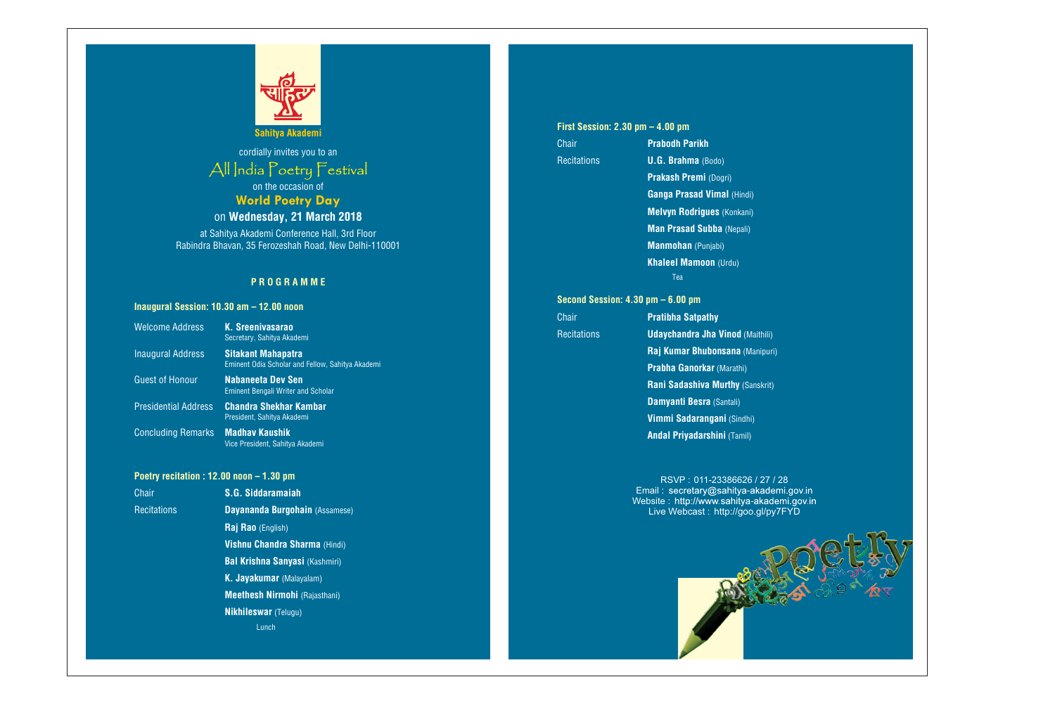Sahitya Akademi

cordially invites you to an

# All India Poetry Festival

on the occasion of

## World Poetry Day

on **Wednesday, 21 March 2018**

at Sahitya Akademi Conference Hall, 3rd Floor
Rabindra Bhavan, 35 Ferozeshah Road, New Delhi-110001

## PROGRAMME

### Inaugural Session: 10.30 am – 12.00 noon

| | |
|---|---|
| Welcome Address | **K. Sreenivasarao** Secretary, Sahitya Akademi |
| Inaugural Address | **Sitakant Mahapatra** Eminent Odia Scholar and Fellow, Sahitya Akademi |
| Guest of Honour | **Nabaneeta Dev Sen** Eminent Bengali Writer and Scholar |
| Presidential Address | **Chandra Shekhar Kambar** President, Sahitya Akademi |
| Concluding Remarks | **Madhav Kaushik** Vice President, Sahitya Akademi |

### Poetry recitation : 12.00 noon – 1.30 pm

| | |
|---|---|
| Chair | **S.G. Siddaramaiah** |
| Recitations | **Dayananda Burgohain** (Assamese) |
| | **Raj Rao** (English) |
| | **Vishnu Chandra Sharma** (Hindi) |
| | **Bal Krishna Sanyasi** (Kashmiri) |
| | **K. Jayakumar** (Malayalam) |
| | **Meethesh Nirmohi** (Rajasthani) |
| | **Nikhileswar** (Telugu) |

Lunch

### First Session: 2.30 pm – 4.00 pm

| | |
|---|---|
| Chair | **Prabodh Parikh** |
| Recitations | **U.G. Brahma** (Bodo) |
| | **Prakash Premi** (Dogri) |
| | **Ganga Prasad Vimal** (Hindi) |
| | **Melvyn Rodrigues** (Konkani) |
| | **Man Prasad Subba** (Nepali) |
| | **Manmohan** (Punjabi) |
| | **Khaleel Mamoon** (Urdu) |

Tea

### Second Session: 4.30 pm – 6.00 pm

| | |
|---|---|
| Chair | **Pratibha Satpathy** |
| Recitations | **Udaychandra Jha Vinod** (Maithili) |
| | **Raj Kumar Bhubonsana** (Manipuri) |
| | **Prabha Ganorkar** (Marathi) |
| | **Rani Sadashiva Murthy** (Sanskrit) |
| | **Damyanti Besra** (Santali) |
| | **Vimmi Sadarangani** (Sindhi) |
| | **Andal Priyadarshini** (Tamil) |

RSVP : 011-23386626 / 27 / 28
Email : secretary@sahitya-akademi.gov.in
Website : http://www.sahitya-akademi.gov.in
Live Webcast : http://goo.gl/py7FYD